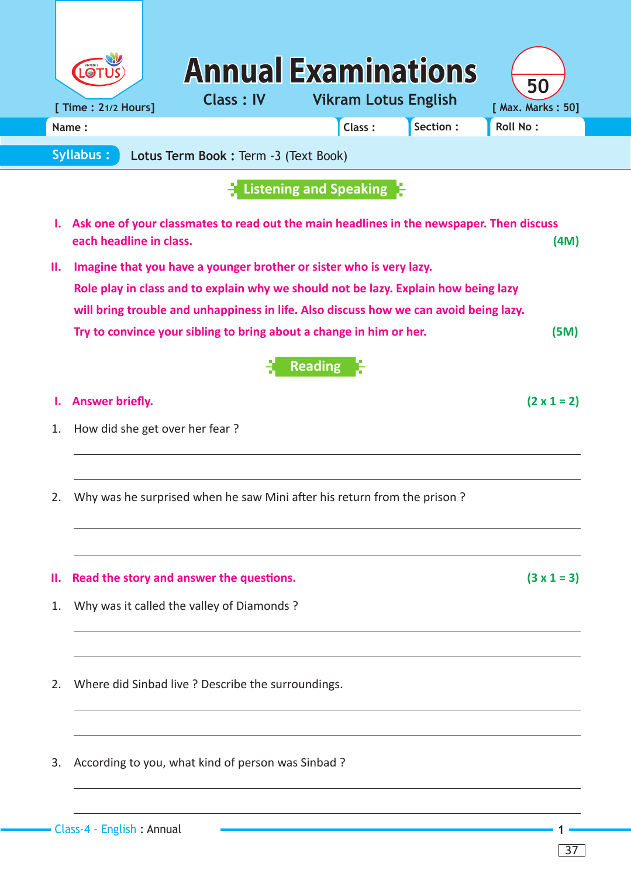# Annual Examinations

[ Time : 2 1/2 Hours]

Class : IV

Vikram Lotus English

50

[ Max. Marks : 50]

Name : | Class : | Section : | Roll No :

**Syllabus :** **Lotus Term Book :** Term -3 (Text Book)

## Listening and Speaking

**I. Ask one of your classmates to read out the main headlines in the newspaper. Then discuss each headline in class.** **(4M)**

**II. Imagine that you have a younger brother or sister who is very lazy. Role play in class and to explain why we should not be lazy. Explain how being lazy will bring trouble and unhappiness in life. Also discuss how we can avoid being lazy. Try to convince your sibling to bring about a change in him or her.** **(5M)**

## Reading

**I. Answer briefly.** **(2 x 1 = 2)**

1. How did she get over her fear ?

_______________________________________________

_______________________________________________

2. Why was he surprised when he saw Mini after his return from the prison ?

_______________________________________________

_______________________________________________

**II. Read the story and answer the questions.** **(3 x 1 = 3)**

1. Why was it called the valley of Diamonds ?

_______________________________________________

_______________________________________________

2. Where did Sinbad live ? Describe the surroundings.

_______________________________________________

_______________________________________________

3. According to you, what kind of person was Sinbad ?

_______________________________________________

_______________________________________________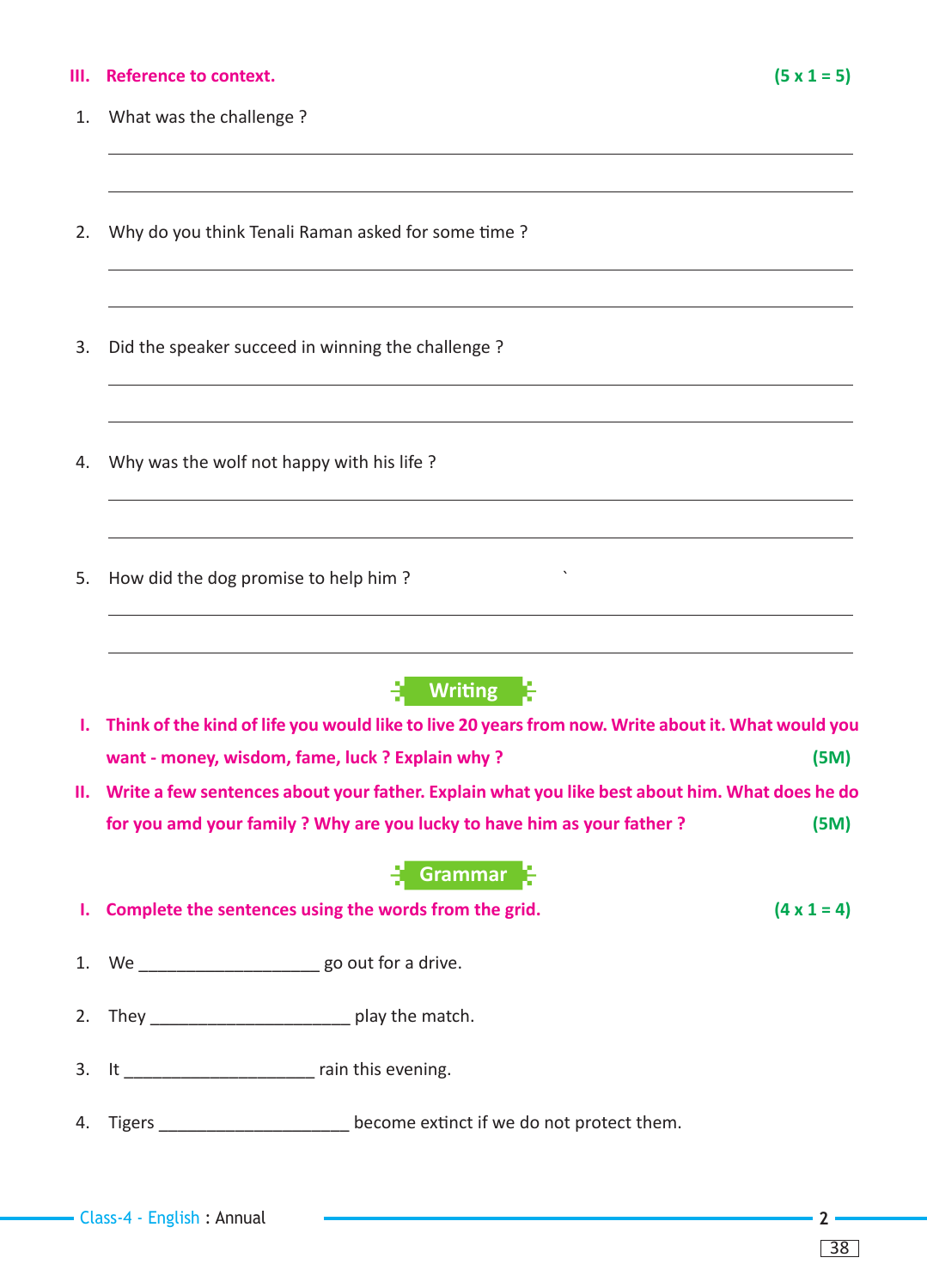### III. Reference to context. (5 x 1 = 5)

1. What was the challenge ?

______________________________________________

______________________________________________

2. Why do you think Tenali Raman asked for some time ?

______________________________________________

______________________________________________

3. Did the speaker succeed in winning the challenge ?

______________________________________________

______________________________________________

4. Why was the wolf not happy with his life ?

______________________________________________

______________________________________________

5. How did the dog promise to help him ?

______________________________________________

______________________________________________

## Writing

**I. Think of the kind of life you would like to live 20 years from now. Write about it. What would you want - money, wisdom, fame, luck ? Explain why ? (5M)**

**II. Write a few sentences about your father. Explain what you like best about him. What does he do for you amd your family ? Why are you lucky to have him as your father ? (5M)**

## Grammar

### I. Complete the sentences using the words from the grid. (4 x 1 = 4)

1. We ____________________ go out for a drive.
2. They ______________________ play the match.
3. It _____________________ rain this evening.
4. Tigers _____________________ become extinct if we do not protect them.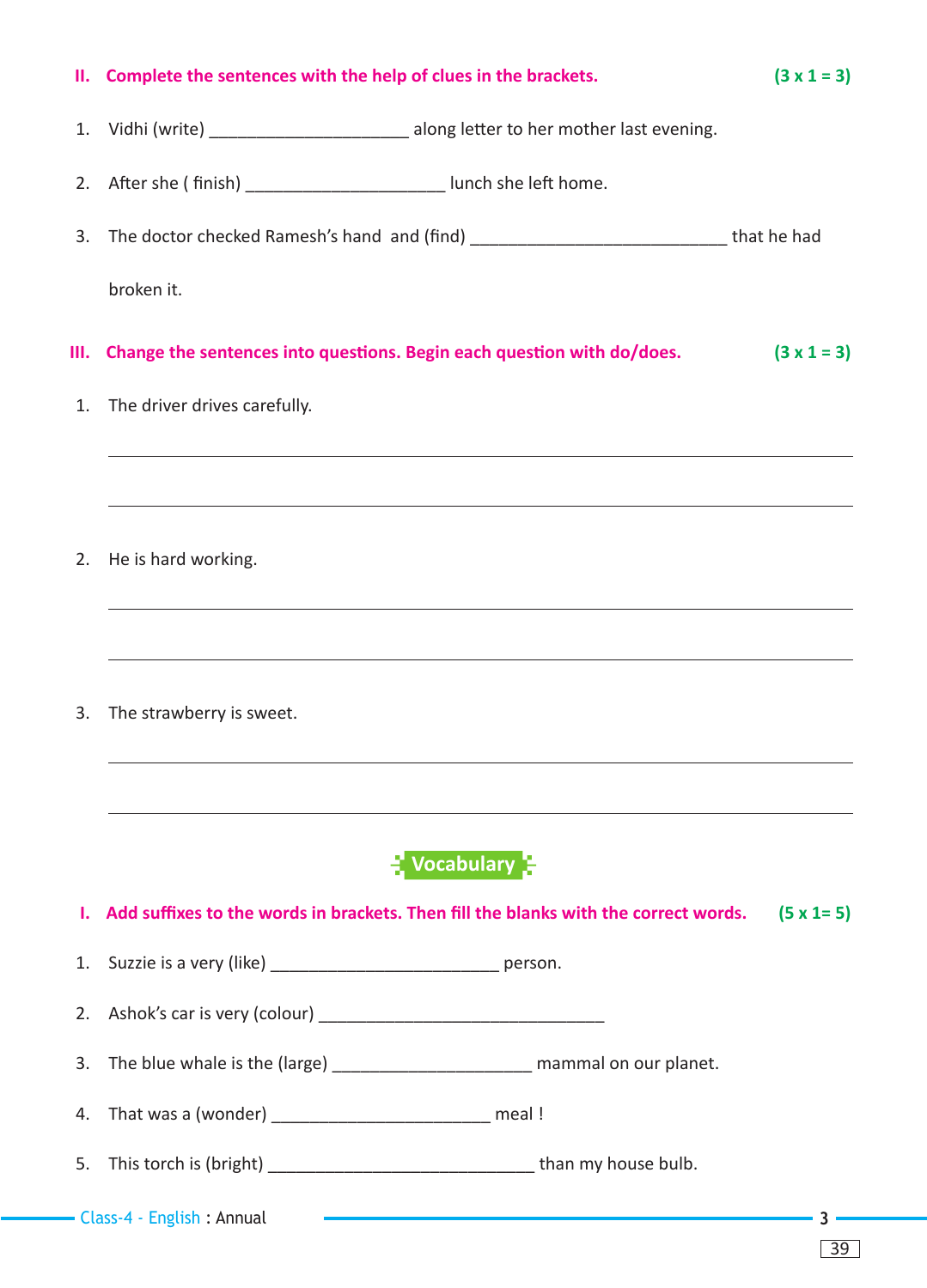**II. Complete the sentences with the help of clues in the brackets.** **(3 x 1 = 3)**

1. Vidhi (write) _____________________ along letter to her mother last evening.

2. After she ( finish) _____________________ lunch she left home.

3. The doctor checked Ramesh's hand and (find) ___________________________ that he had broken it.

**III. Change the sentences into questions. Begin each question with do/does.** **(3 x 1 = 3)**

1. The driver drives carefully.

_______________________________________________

_______________________________________________

2. He is hard working.

_______________________________________________

_______________________________________________

3. The strawberry is sweet.

_______________________________________________

_______________________________________________

## Vocabulary

**I. Add suffixes to the words in brackets. Then fill the blanks with the correct words.** **(5 x 1= 5)**

1. Suzzie is a very (like) ________________________ person.

2. Ashok's car is very (colour) ______________________________

3. The blue whale is the (large) _____________________ mammal on our planet.

4. That was a (wonder) _______________________ meal !

5. This torch is (bright) ____________________________ than my house bulb.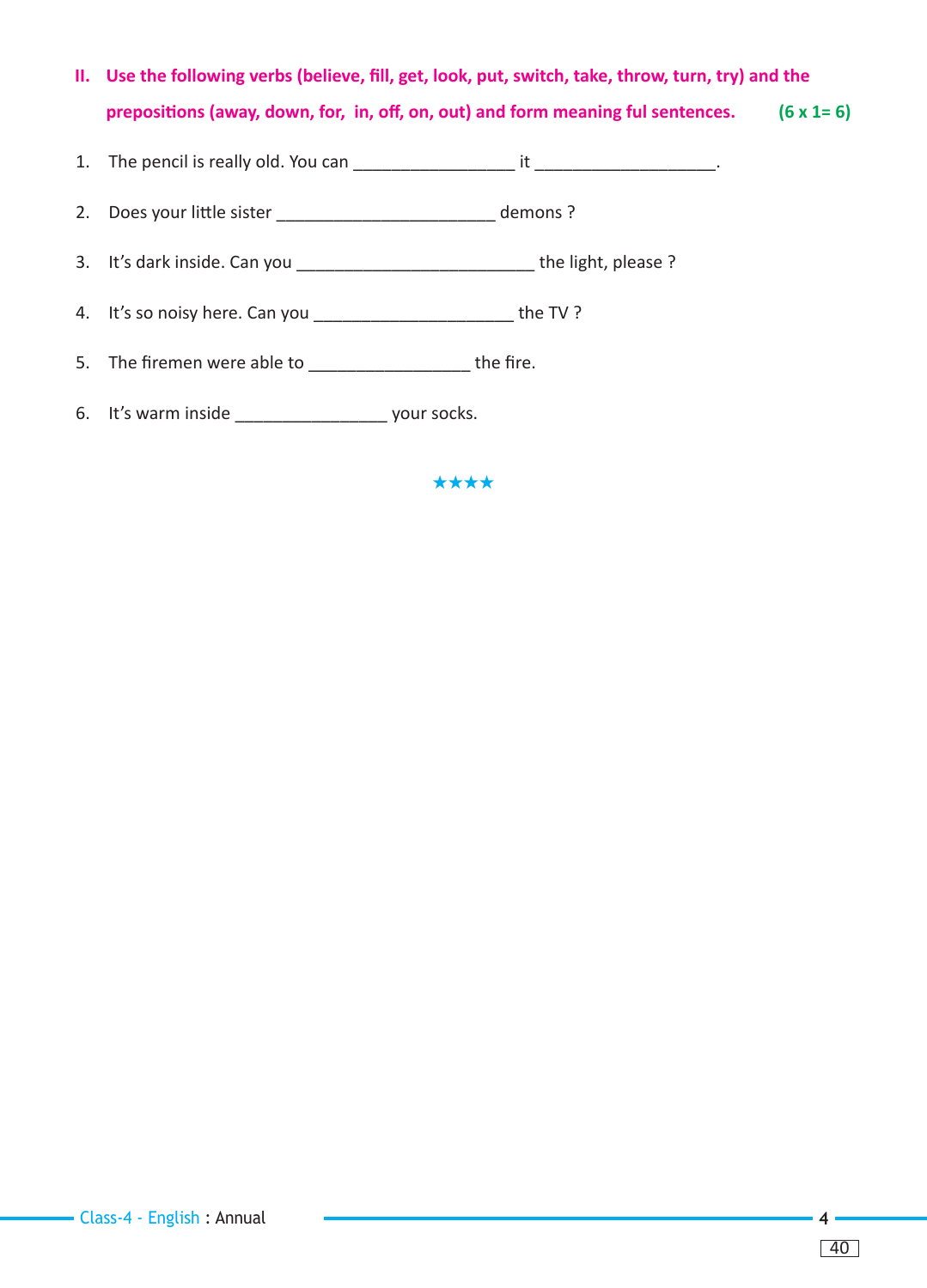**II. Use the following verbs (believe, fill, get, look, put, switch, take, throw, turn, try) and the prepositions (away, down, for, in, off, on, out) and form meaning ful sentences.** **(6 x 1= 6)**

1. The pencil is really old. You can _________________ it ___________________.
2. Does your little sister _______________________ demons ?
3. It's dark inside. Can you _________________________ the light, please ?
4. It's so noisy here. Can you _____________________ the TV ?
5. The firemen were able to _________________ the fire.
6. It's warm inside ________________ your socks.

★★★★